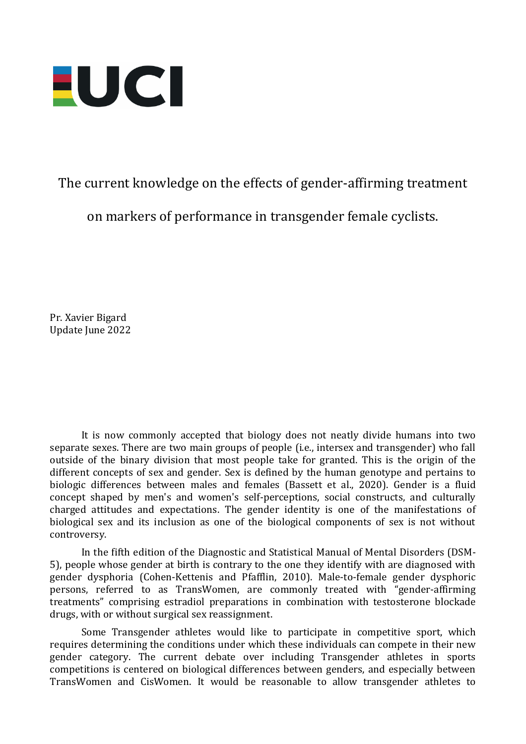# UCI

The current knowledge on the effects of gender-affirming treatment on markers of performance in transgender female cyclists.

Pr. Xavier Bigard
Update June 2022

It is now commonly accepted that biology does not neatly divide humans into two separate sexes. There are two main groups of people (i.e., intersex and transgender) who fall outside of the binary division that most people take for granted. This is the origin of the different concepts of sex and gender. Sex is defined by the human genotype and pertains to biologic differences between males and females (Bassett et al., 2020). Gender is a fluid concept shaped by men's and women's self-perceptions, social constructs, and culturally charged attitudes and expectations. The gender identity is one of the manifestations of biological sex and its inclusion as one of the biological components of sex is not without controversy.

In the fifth edition of the Diagnostic and Statistical Manual of Mental Disorders (DSM-5), people whose gender at birth is contrary to the one they identify with are diagnosed with gender dysphoria (Cohen-Kettenis and Pfafflin, 2010). Male-to-female gender dysphoric persons, referred to as TransWomen, are commonly treated with "gender-affirming treatments" comprising estradiol preparations in combination with testosterone blockade drugs, with or without surgical sex reassignment.

Some Transgender athletes would like to participate in competitive sport, which requires determining the conditions under which these individuals can compete in their new gender category. The current debate over including Transgender athletes in sports competitions is centered on biological differences between genders, and especially between TransWomen and CisWomen. It would be reasonable to allow transgender athletes to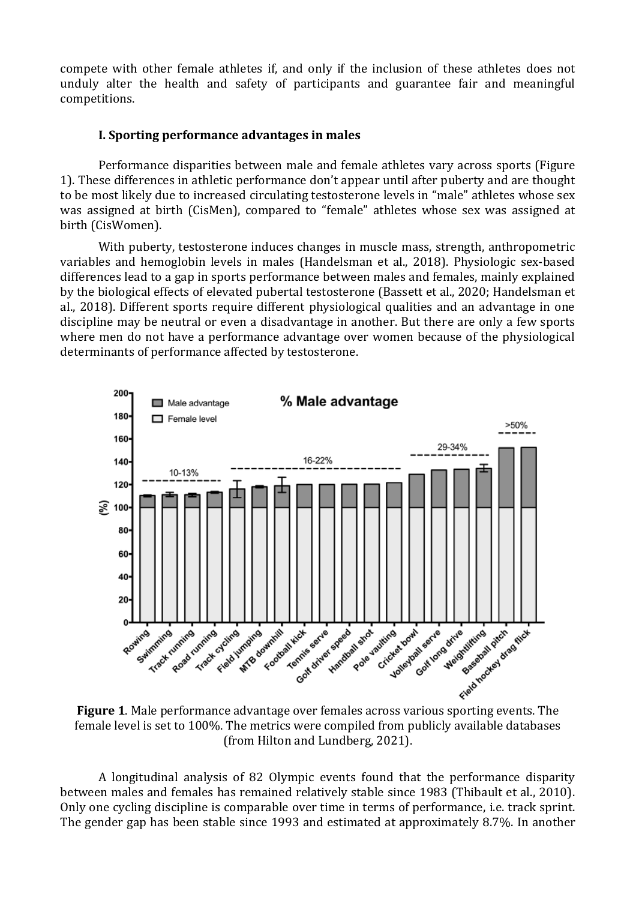compete with other female athletes if, and only if the inclusion of these athletes does not unduly alter the health and safety of participants and guarantee fair and meaningful competitions.

### I. Sporting performance advantages in males

Performance disparities between male and female athletes vary across sports (Figure 1). These differences in athletic performance don't appear until after puberty and are thought to be most likely due to increased circulating testosterone levels in "male" athletes whose sex was assigned at birth (CisMen), compared to "female" athletes whose sex was assigned at birth (CisWomen).

With puberty, testosterone induces changes in muscle mass, strength, anthropometric variables and hemoglobin levels in males (Handelsman et al., 2018). Physiologic sex-based differences lead to a gap in sports performance between males and females, mainly explained by the biological effects of elevated pubertal testosterone (Bassett et al., 2020; Handelsman et al., 2018). Different sports require different physiological qualities and an advantage in one discipline may be neutral or even a disadvantage in another. But there are only a few sports where men do not have a performance advantage over women because of the physiological determinants of performance affected by testosterone.

% Male advantage

Male advantage
Female level

(%)

0
20
40
60
80
100
120
140
160
180
200

10-13%
16-22%
29-34%
>50%

Rowing
Swimming
Track running
Road running
Track cycling
Field jumping
MTB downhill
Football kick
Tennis serve
Golf driver speed
Handball shot
Pole vaulting
Cricket bowl
Volleyball serve
Golf long drive
Weightlifting
Baseball pitch
Field hockey drag flick

**Figure 1**. Male performance advantage over females across various sporting events. The female level is set to 100%. The metrics were compiled from publicly available databases (from Hilton and Lundberg, 2021).

A longitudinal analysis of 82 Olympic events found that the performance disparity between males and females has remained relatively stable since 1983 (Thibault et al., 2010). Only one cycling discipline is comparable over time in terms of performance, i.e. track sprint. The gender gap has been stable since 1993 and estimated at approximately 8.7%. In another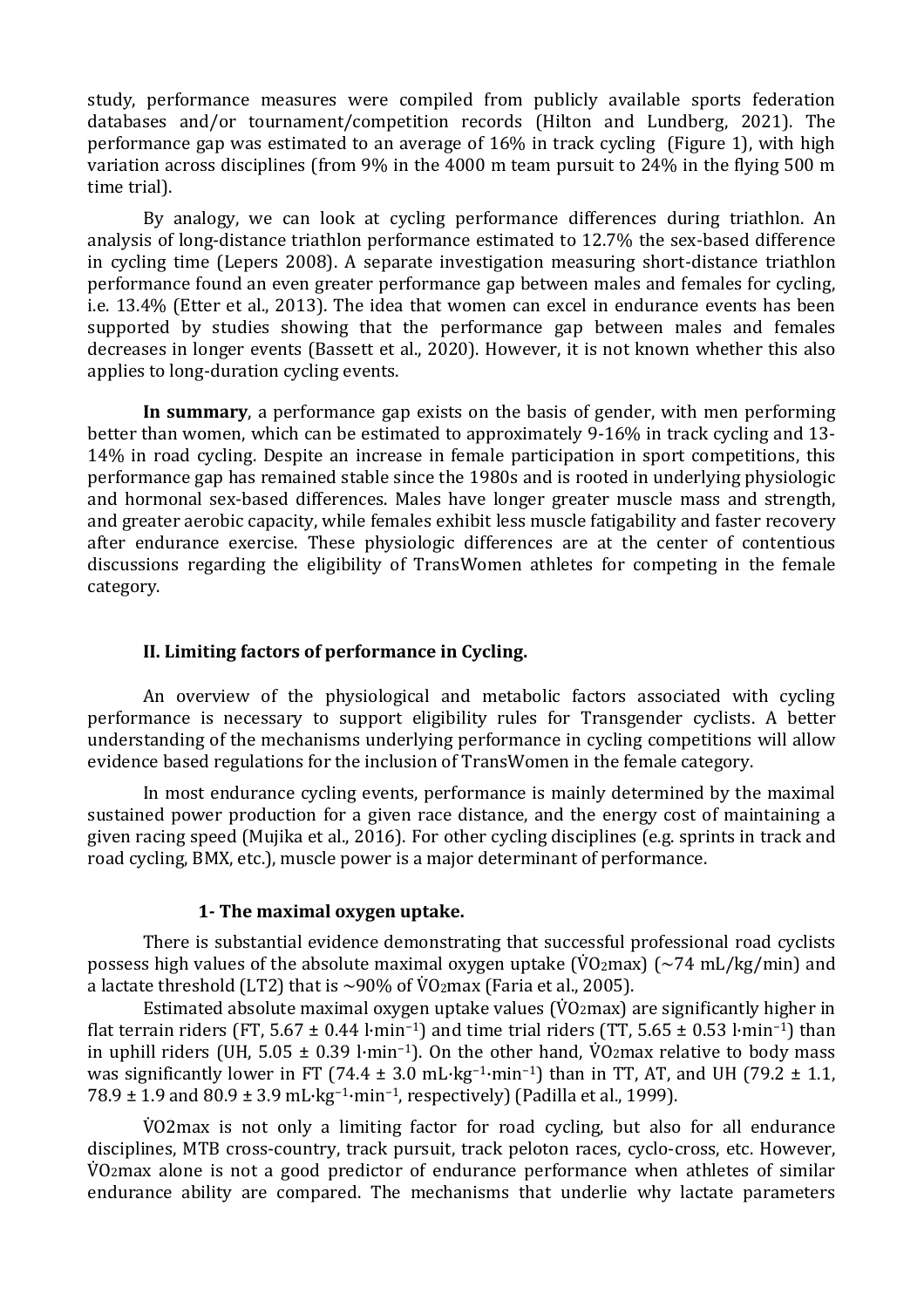study, performance measures were compiled from publicly available sports federation databases and/or tournament/competition records (Hilton and Lundberg, 2021). The performance gap was estimated to an average of 16% in track cycling (Figure 1), with high variation across disciplines (from 9% in the 4000 m team pursuit to 24% in the flying 500 m time trial).

By analogy, we can look at cycling performance differences during triathlon. An analysis of long-distance triathlon performance estimated to 12.7% the sex-based difference in cycling time (Lepers 2008). A separate investigation measuring short-distance triathlon performance found an even greater performance gap between males and females for cycling, i.e. 13.4% (Etter et al., 2013). The idea that women can excel in endurance events has been supported by studies showing that the performance gap between males and females decreases in longer events (Bassett et al., 2020). However, it is not known whether this also applies to long-duration cycling events.

**In summary**, a performance gap exists on the basis of gender, with men performing better than women, which can be estimated to approximately 9-16% in track cycling and 13-14% in road cycling. Despite an increase in female participation in sport competitions, this performance gap has remained stable since the 1980s and is rooted in underlying physiologic and hormonal sex-based differences. Males have longer greater muscle mass and strength, and greater aerobic capacity, while females exhibit less muscle fatigability and faster recovery after endurance exercise. These physiologic differences are at the center of contentious discussions regarding the eligibility of TransWomen athletes for competing in the female category.

## II. Limiting factors of performance in Cycling.

An overview of the physiological and metabolic factors associated with cycling performance is necessary to support eligibility rules for Transgender cyclists. A better understanding of the mechanisms underlying performance in cycling competitions will allow evidence based regulations for the inclusion of TransWomen in the female category.

In most endurance cycling events, performance is mainly determined by the maximal sustained power production for a given race distance, and the energy cost of maintaining a given racing speed (Mujika et al., 2016). For other cycling disciplines (e.g. sprints in track and road cycling, BMX, etc.), muscle power is a major determinant of performance.

### 1- The maximal oxygen uptake.

There is substantial evidence demonstrating that successful professional road cyclists possess high values of the absolute maximal oxygen uptake ($\dot{V}O_2max$) (~74 mL/kg/min) and a lactate threshold (LT2) that is ~90% of $\dot{V}O_2max$ (Faria et al., 2005).

Estimated absolute maximal oxygen uptake values ($\dot{V}O_2max$) are significantly higher in flat terrain riders (FT, 5.67 ± 0.44 $l \cdot min^{-1}$) and time trial riders (TT, 5.65 ± 0.53 $l \cdot min^{-1}$) than in uphill riders (UH, 5.05 ± 0.39 $l \cdot min^{-1}$). On the other hand, $\dot{V}O_2max$ relative to body mass was significantly lower in FT (74.4 ± 3.0 $mL \cdot kg^{-1} \cdot min^{-1}$) than in TT, AT, and UH (79.2 ± 1.1, 78.9 ± 1.9 and 80.9 ± 3.9 $mL \cdot kg^{-1} \cdot min^{-1}$, respectively) (Padilla et al., 1999).

$\dot{V}O2max$ is not only a limiting factor for road cycling, but also for all endurance disciplines, MTB cross-country, track pursuit, track peloton races, cyclo-cross, etc. However, $\dot{V}O_2max$ alone is not a good predictor of endurance performance when athletes of similar endurance ability are compared. The mechanisms that underlie why lactate parameters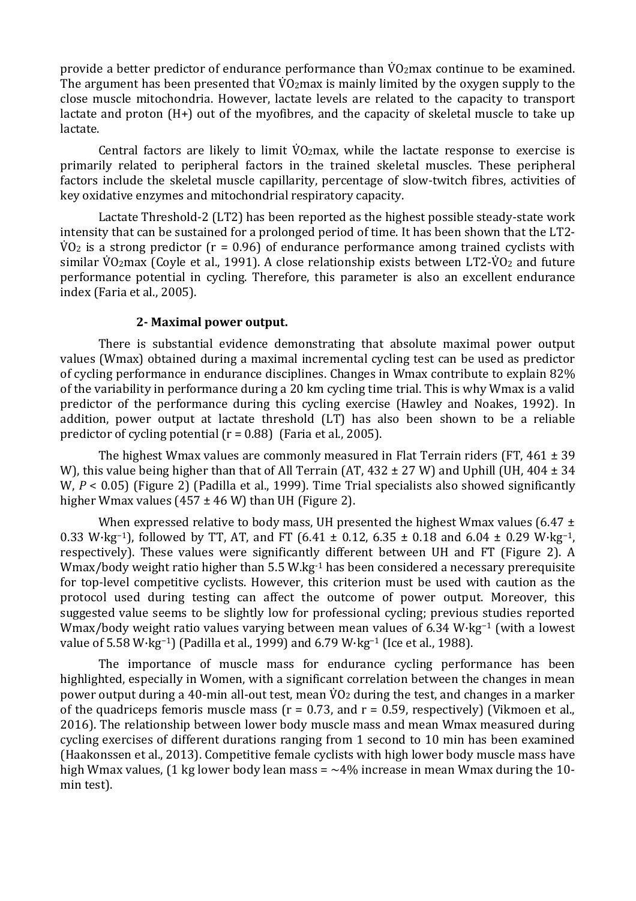provide a better predictor of endurance performance than $\dot{V}O_2max$ continue to be examined. The argument has been presented that $\dot{V}O_2max$ is mainly limited by the oxygen supply to the close muscle mitochondria. However, lactate levels are related to the capacity to transport lactate and proton ($H^+$) out of the myofibres, and the capacity of skeletal muscle to take up lactate.

Central factors are likely to limit $\dot{V}O_2max$, while the lactate response to exercise is primarily related to peripheral factors in the trained skeletal muscles. These peripheral factors include the skeletal muscle capillarity, percentage of slow-twitch fibres, activities of key oxidative enzymes and mitochondrial respiratory capacity.

Lactate Threshold-2 (LT2) has been reported as the highest possible steady-state work intensity that can be sustained for a prolonged period of time. It has been shown that the LT2-$\dot{V}O_2$ is a strong predictor ($r = 0.96$) of endurance performance among trained cyclists with similar $\dot{V}O_2max$ (Coyle et al., 1991). A close relationship exists between LT2-$\dot{V}O_2$ and future performance potential in cycling. Therefore, this parameter is also an excellent endurance index (Faria et al., 2005).

**2- Maximal power output.**

There is substantial evidence demonstrating that absolute maximal power output values (Wmax) obtained during a maximal incremental cycling test can be used as predictor of cycling performance in endurance disciplines. Changes in Wmax contribute to explain 82% of the variability in performance during a 20 km cycling time trial. This is why Wmax is a valid predictor of the performance during this cycling exercise (Hawley and Noakes, 1992). In addition, power output at lactate threshold (LT) has also been shown to be a reliable predictor of cycling potential ($r = 0.88$) (Faria et al., 2005).

The highest Wmax values are commonly measured in Flat Terrain riders (FT, 461 ± 39 W), this value being higher than that of All Terrain (AT, 432 ± 27 W) and Uphill (UH, 404 ± 34 W, $P < 0.05$) (Figure 2) (Padilla et al., 1999). Time Trial specialists also showed significantly higher Wmax values (457 ± 46 W) than UH (Figure 2).

When expressed relative to body mass, UH presented the highest Wmax values (6.47 ± 0.33 $W \cdot kg^{-1}$), followed by TT, AT, and FT (6.41 ± 0.12, 6.35 ± 0.18 and 6.04 ± 0.29 $W \cdot kg^{-1}$, respectively). These values were significantly different between UH and FT (Figure 2). A Wmax/body weight ratio higher than 5.5 $W.kg^{-1}$ has been considered a necessary prerequisite for top-level competitive cyclists. However, this criterion must be used with caution as the protocol used during testing can affect the outcome of power output. Moreover, this suggested value seems to be slightly low for professional cycling; previous studies reported Wmax/body weight ratio values varying between mean values of 6.34 $W \cdot kg^{-1}$ (with a lowest value of 5.58 $W \cdot kg^{-1}$) (Padilla et al., 1999) and 6.79 $W \cdot kg^{-1}$ (Ice et al., 1988).

The importance of muscle mass for endurance cycling performance has been highlighted, especially in Women, with a significant correlation between the changes in mean power output during a 40-min all-out test, mean $\dot{V}O_2$ during the test, and changes in a marker of the quadriceps femoris muscle mass ($r = 0.73$, and $r = 0.59$, respectively) (Vikmoen et al., 2016). The relationship between lower body muscle mass and mean Wmax measured during cycling exercises of different durations ranging from 1 second to 10 min has been examined (Haakonssen et al., 2013). Competitive female cyclists with high lower body muscle mass have high Wmax values, (1 kg lower body lean mass = ~4% increase in mean Wmax during the 10-min test).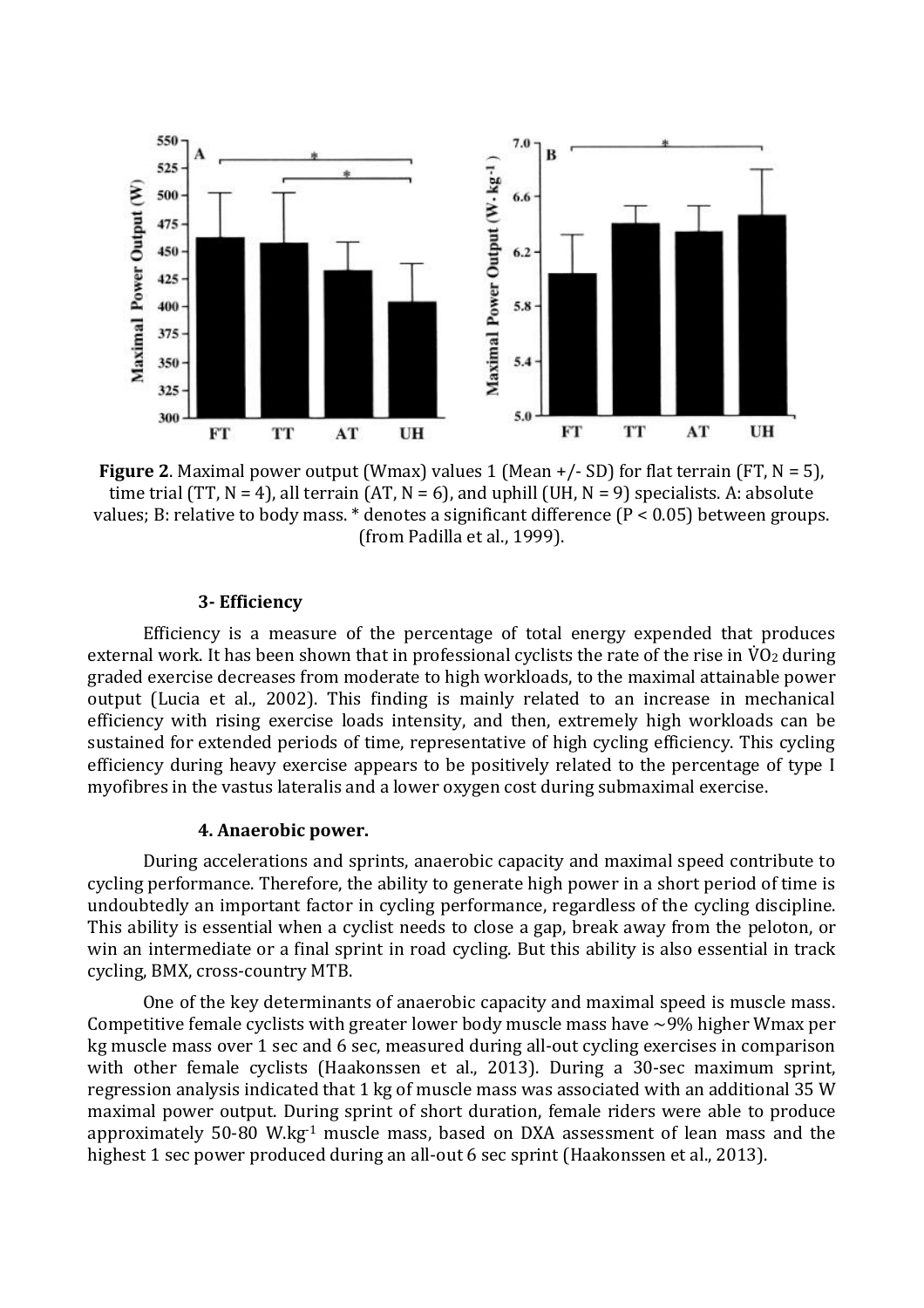**Figure 2**. Maximal power output (Wmax) values 1 (Mean +/- SD) for flat terrain (FT, N = 5), time trial (TT, N = 4), all terrain (AT, N = 6), and uphill (UH, N = 9) specialists. A: absolute values; B: relative to body mass. * denotes a significant difference ($P < 0.05$) between groups. (from Padilla et al., 1999).

#### 3- Efficiency

Efficiency is a measure of the percentage of total energy expended that produces external work. It has been shown that in professional cyclists the rate of the rise in $\dot{V}O_2$ during graded exercise decreases from moderate to high workloads, to the maximal attainable power output (Lucia et al., 2002). This finding is mainly related to an increase in mechanical efficiency with rising exercise loads intensity, and then, extremely high workloads can be sustained for extended periods of time, representative of high cycling efficiency. This cycling efficiency during heavy exercise appears to be positively related to the percentage of type I myofibres in the vastus lateralis and a lower oxygen cost during submaximal exercise.

#### 4. Anaerobic power.

During accelerations and sprints, anaerobic capacity and maximal speed contribute to cycling performance. Therefore, the ability to generate high power in a short period of time is undoubtedly an important factor in cycling performance, regardless of the cycling discipline. This ability is essential when a cyclist needs to close a gap, break away from the peloton, or win an intermediate or a final sprint in road cycling. But this ability is also essential in track cycling, BMX, cross-country MTB.

One of the key determinants of anaerobic capacity and maximal speed is muscle mass. Competitive female cyclists with greater lower body muscle mass have ~9% higher Wmax per kg muscle mass over 1 sec and 6 sec, measured during all-out cycling exercises in comparison with other female cyclists (Haakonssen et al., 2013). During a 30-sec maximum sprint, regression analysis indicated that 1 kg of muscle mass was associated with an additional 35 W maximal power output. During sprint of short duration, female riders were able to produce approximately 50-80 $W.kg^{-1}$ muscle mass, based on DXA assessment of lean mass and the highest 1 sec power produced during an all-out 6 sec sprint (Haakonssen et al., 2013).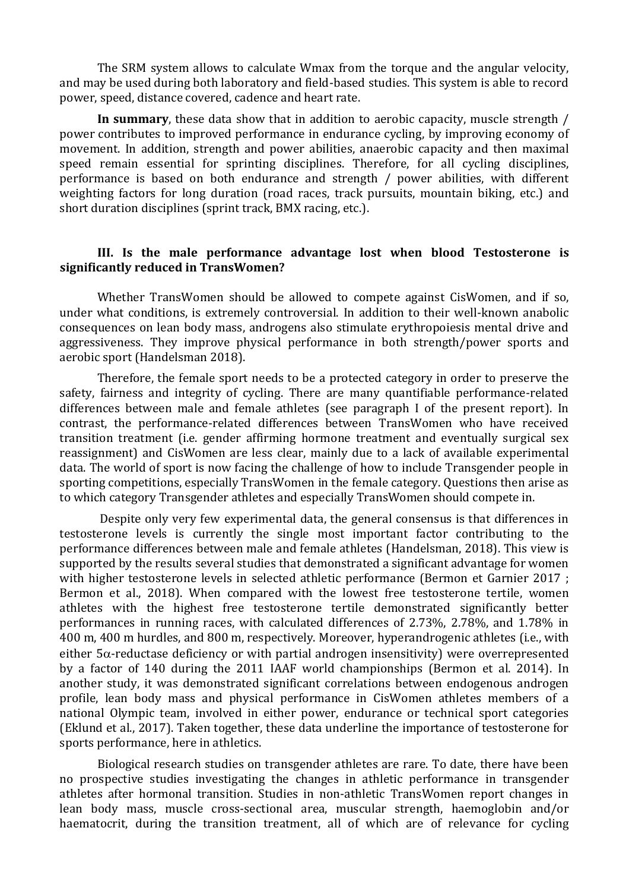The SRM system allows to calculate Wmax from the torque and the angular velocity, and may be used during both laboratory and field-based studies. This system is able to record power, speed, distance covered, cadence and heart rate.

**In summary**, these data show that in addition to aerobic capacity, muscle strength / power contributes to improved performance in endurance cycling, by improving economy of movement. In addition, strength and power abilities, anaerobic capacity and then maximal speed remain essential for sprinting disciplines. Therefore, for all cycling disciplines, performance is based on both endurance and strength / power abilities, with different weighting factors for long duration (road races, track pursuits, mountain biking, etc.) and short duration disciplines (sprint track, BMX racing, etc.).

## III. Is the male performance advantage lost when blood Testosterone is significantly reduced in TransWomen?

Whether TransWomen should be allowed to compete against CisWomen, and if so, under what conditions, is extremely controversial. In addition to their well-known anabolic consequences on lean body mass, androgens also stimulate erythropoiesis mental drive and aggressiveness. They improve physical performance in both strength/power sports and aerobic sport (Handelsman 2018).

Therefore, the female sport needs to be a protected category in order to preserve the safety, fairness and integrity of cycling. There are many quantifiable performance-related differences between male and female athletes (see paragraph I of the present report). In contrast, the performance-related differences between TransWomen who have received transition treatment (i.e. gender affirming hormone treatment and eventually surgical sex reassignment) and CisWomen are less clear, mainly due to a lack of available experimental data. The world of sport is now facing the challenge of how to include Transgender people in sporting competitions, especially TransWomen in the female category. Questions then arise as to which category Transgender athletes and especially TransWomen should compete in.

Despite only very few experimental data, the general consensus is that differences in testosterone levels is currently the single most important factor contributing to the performance differences between male and female athletes (Handelsman, 2018). This view is supported by the results several studies that demonstrated a significant advantage for women with higher testosterone levels in selected athletic performance (Bermon et Garnier 2017 ; Bermon et al., 2018). When compared with the lowest free testosterone tertile, women athletes with the highest free testosterone tertile demonstrated significantly better performances in running races, with calculated differences of 2.73%, 2.78%, and 1.78% in 400 m, 400 m hurdles, and 800 m, respectively. Moreover, hyperandrogenic athletes (i.e., with either 5$\alpha$-reductase deficiency or with partial androgen insensitivity) were overrepresented by a factor of 140 during the 2011 IAAF world championships (Bermon et al. 2014). In another study, it was demonstrated significant correlations between endogenous androgen profile, lean body mass and physical performance in CisWomen athletes members of a national Olympic team, involved in either power, endurance or technical sport categories (Eklund et al., 2017). Taken together, these data underline the importance of testosterone for sports performance, here in athletics.

Biological research studies on transgender athletes are rare. To date, there have been no prospective studies investigating the changes in athletic performance in transgender athletes after hormonal transition. Studies in non-athletic TransWomen report changes in lean body mass, muscle cross-sectional area, muscular strength, haemoglobin and/or haematocrit, during the transition treatment, all of which are of relevance for cycling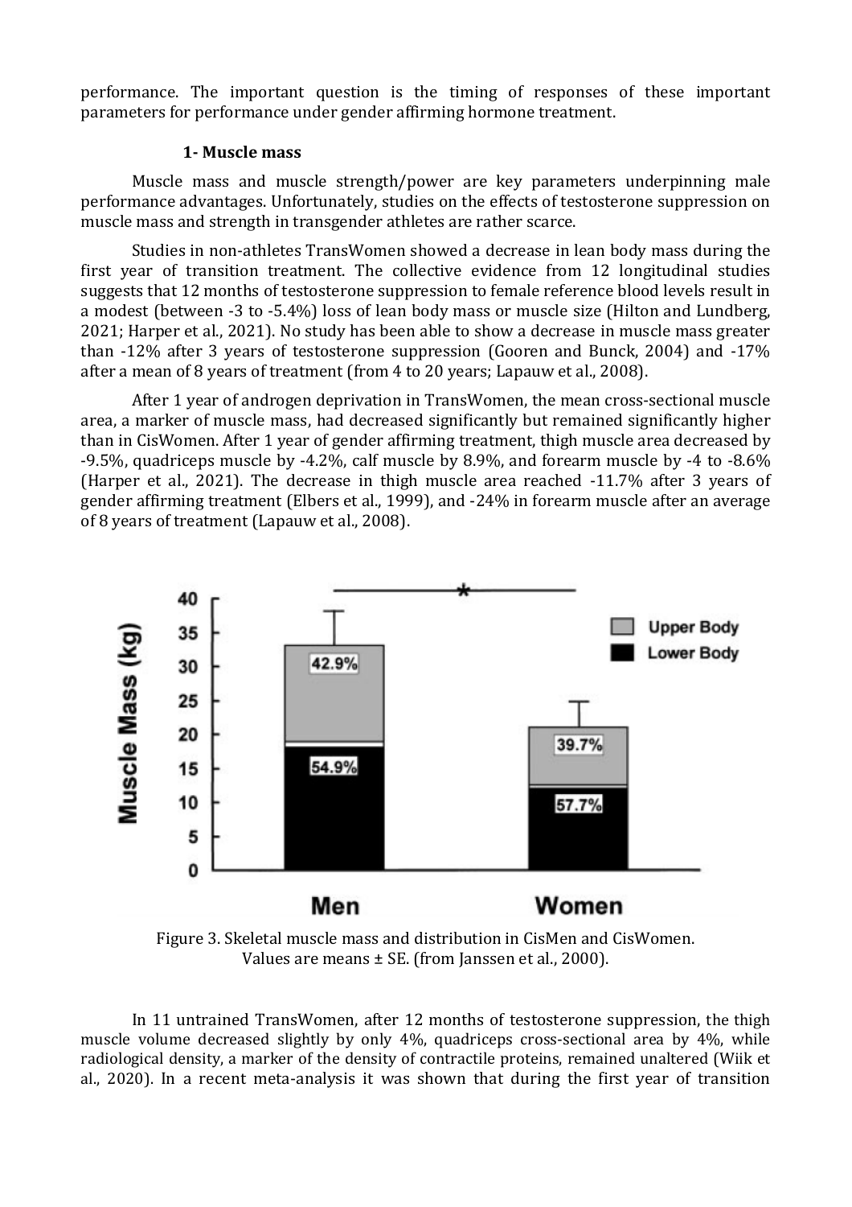performance. The important question is the timing of responses of these important parameters for performance under gender affirming hormone treatment.

### 1- Muscle mass

Muscle mass and muscle strength/power are key parameters underpinning male performance advantages. Unfortunately, studies on the effects of testosterone suppression on muscle mass and strength in transgender athletes are rather scarce.

Studies in non-athletes TransWomen showed a decrease in lean body mass during the first year of transition treatment. The collective evidence from 12 longitudinal studies suggests that 12 months of testosterone suppression to female reference blood levels result in a modest (between -3 to -5.4%) loss of lean body mass or muscle size (Hilton and Lundberg, 2021; Harper et al., 2021). No study has been able to show a decrease in muscle mass greater than -12% after 3 years of testosterone suppression (Gooren and Bunck, 2004) and -17% after a mean of 8 years of treatment (from 4 to 20 years; Lapauw et al., 2008).

After 1 year of androgen deprivation in TransWomen, the mean cross-sectional muscle area, a marker of muscle mass, had decreased significantly but remained significantly higher than in CisWomen. After 1 year of gender affirming treatment, thigh muscle area decreased by -9.5%, quadriceps muscle by -4.2%, calf muscle by 8.9%, and forearm muscle by -4 to -8.6% (Harper et al., 2021). The decrease in thigh muscle area reached -11.7% after 3 years of gender affirming treatment (Elbers et al., 1999), and -24% in forearm muscle after an average of 8 years of treatment (Lapauw et al., 2008).

Muscle Mass (kg)
40
35
30
25
20
15
10
5
0
*
Upper Body
Lower Body
42.9%
54.9%
39.7%
57.7%
Men
Women

Figure 3. Skeletal muscle mass and distribution in CisMen and CisWomen. Values are means ± SE. (from Janssen et al., 2000).

In 11 untrained TransWomen, after 12 months of testosterone suppression, the thigh muscle volume decreased slightly by only 4%, quadriceps cross-sectional area by 4%, while radiological density, a marker of the density of contractile proteins, remained unaltered (Wiik et al., 2020). In a recent meta-analysis it was shown that during the first year of transition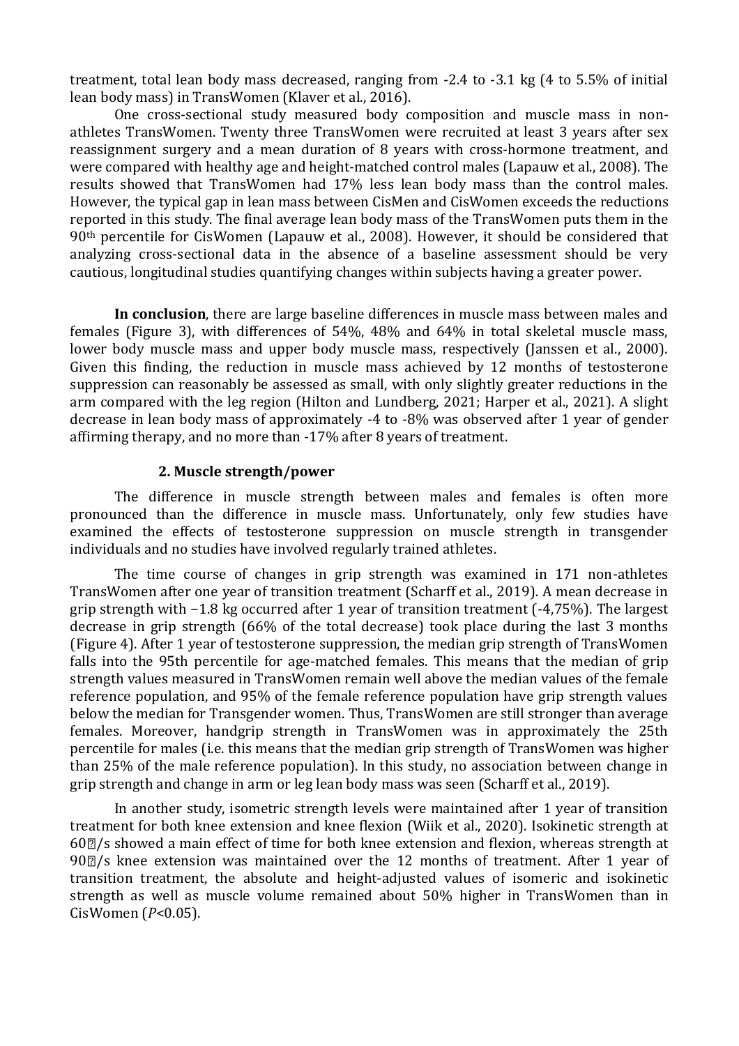treatment, total lean body mass decreased, ranging from -2.4 to -3.1 kg (4 to 5.5% of initial lean body mass) in TransWomen (Klaver et al., 2016).

One cross-sectional study measured body composition and muscle mass in non-athletes TransWomen. Twenty three TransWomen were recruited at least 3 years after sex reassignment surgery and a mean duration of 8 years with cross-hormone treatment, and were compared with healthy age and height-matched control males (Lapauw et al., 2008). The results showed that TransWomen had 17% less lean body mass than the control males. However, the typical gap in lean mass between CisMen and CisWomen exceeds the reductions reported in this study. The final average lean body mass of the TransWomen puts them in the 90th percentile for CisWomen (Lapauw et al., 2008). However, it should be considered that analyzing cross-sectional data in the absence of a baseline assessment should be very cautious, longitudinal studies quantifying changes within subjects having a greater power.

**In conclusion**, there are large baseline differences in muscle mass between males and females (Figure 3), with differences of 54%, 48% and 64% in total skeletal muscle mass, lower body muscle mass and upper body muscle mass, respectively (Janssen et al., 2000). Given this finding, the reduction in muscle mass achieved by 12 months of testosterone suppression can reasonably be assessed as small, with only slightly greater reductions in the arm compared with the leg region (Hilton and Lundberg, 2021; Harper et al., 2021). A slight decrease in lean body mass of approximately -4 to -8% was observed after 1 year of gender affirming therapy, and no more than -17% after 8 years of treatment.

### 2. Muscle strength/power

The difference in muscle strength between males and females is often more pronounced than the difference in muscle mass. Unfortunately, only few studies have examined the effects of testosterone suppression on muscle strength in transgender individuals and no studies have involved regularly trained athletes.

The time course of changes in grip strength was examined in 171 non-athletes TransWomen after one year of transition treatment (Scharff et al., 2019). A mean decrease in grip strength with −1.8 kg occurred after 1 year of transition treatment (-4,75%). The largest decrease in grip strength (66% of the total decrease) took place during the last 3 months (Figure 4). After 1 year of testosterone suppression, the median grip strength of TransWomen falls into the 95th percentile for age-matched females. This means that the median of grip strength values measured in TransWomen remain well above the median values of the female reference population, and 95% of the female reference population have grip strength values below the median for Transgender women. Thus, TransWomen are still stronger than average females. Moreover, handgrip strength in TransWomen was in approximately the 25th percentile for males (i.e. this means that the median grip strength of TransWomen was higher than 25% of the male reference population). In this study, no association between change in grip strength and change in arm or leg lean body mass was seen (Scharff et al., 2019).

In another study, isometric strength levels were maintained after 1 year of transition treatment for both knee extension and knee flexion (Wiik et al., 2020). Isokinetic strength at 60°/s showed a main effect of time for both knee extension and flexion, whereas strength at 90°/s knee extension was maintained over the 12 months of treatment. After 1 year of transition treatment, the absolute and height-adjusted values of isomeric and isokinetic strength as well as muscle volume remained about 50% higher in TransWomen than in CisWomen (*P*<0.05).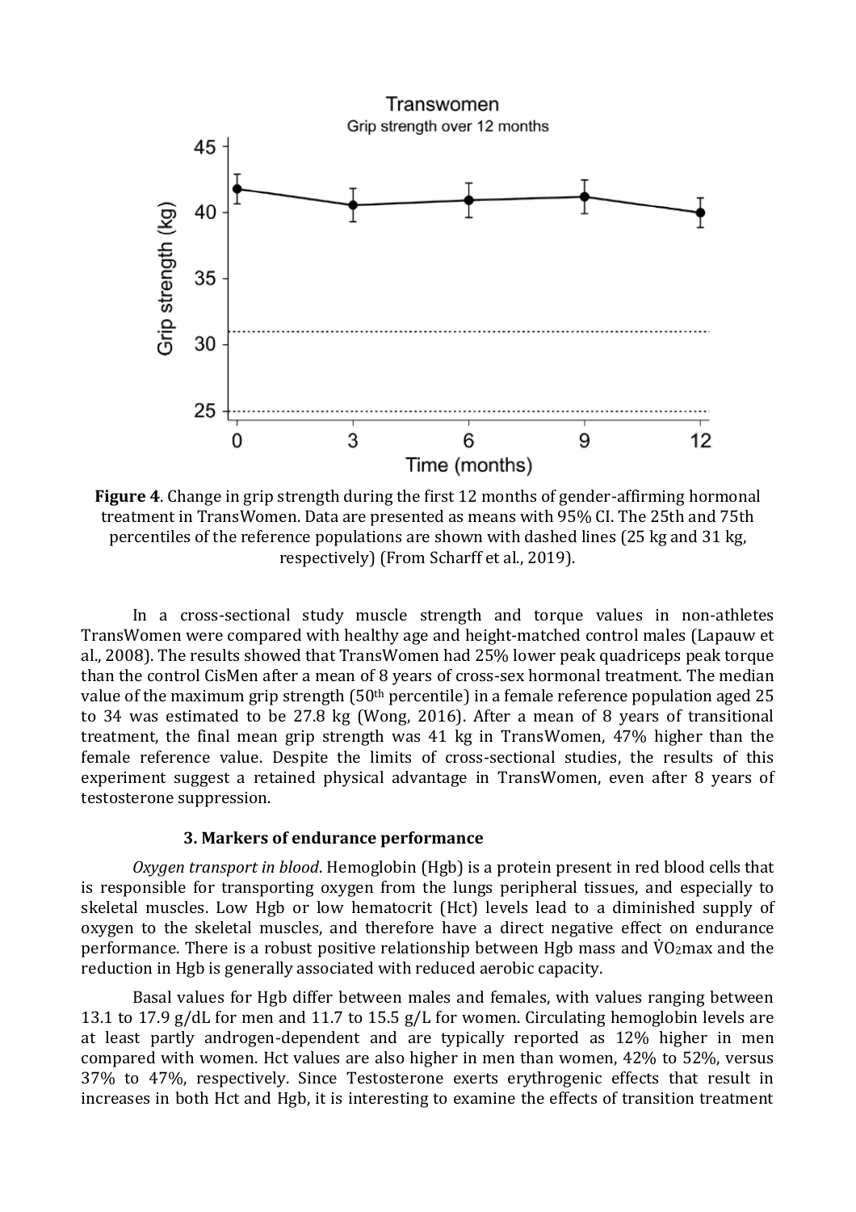Transwomen

Grip strength over 12 months

Grip strength (kg)

45

40

35

30

25

0

3

6

9

12

Time (months)

**Figure 4**. Change in grip strength during the first 12 months of gender-affirming hormonal treatment in TransWomen. Data are presented as means with 95% CI. The 25th and 75th percentiles of the reference populations are shown with dashed lines (25 kg and 31 kg, respectively) (From Scharff et al., 2019).

In a cross-sectional study muscle strength and torque values in non-athletes TransWomen were compared with healthy age and height-matched control males (Lapauw et al., 2008). The results showed that TransWomen had 25% lower peak quadriceps peak torque than the control CisMen after a mean of 8 years of cross-sex hormonal treatment. The median value of the maximum grip strength (50th percentile) in a female reference population aged 25 to 34 was estimated to be 27.8 kg (Wong, 2016). After a mean of 8 years of transitional treatment, the final mean grip strength was 41 kg in TransWomen, 47% higher than the female reference value. Despite the limits of cross-sectional studies, the results of this experiment suggest a retained physical advantage in TransWomen, even after 8 years of testosterone suppression.

### 3. Markers of endurance performance

*Oxygen transport in blood*. Hemoglobin (Hgb) is a protein present in red blood cells that is responsible for transporting oxygen from the lungs peripheral tissues, and especially to skeletal muscles. Low Hgb or low hematocrit (Hct) levels lead to a diminished supply of oxygen to the skeletal muscles, and therefore have a direct negative effect on endurance performance. There is a robust positive relationship between Hgb mass and $\dot{V}O_2$max and the reduction in Hgb is generally associated with reduced aerobic capacity.

Basal values for Hgb differ between males and females, with values ranging between 13.1 to 17.9 g/dL for men and 11.7 to 15.5 g/L for women. Circulating hemoglobin levels are at least partly androgen-dependent and are typically reported as 12% higher in men compared with women. Hct values are also higher in men than women, 42% to 52%, versus 37% to 47%, respectively. Since Testosterone exerts erythrogenic effects that result in increases in both Hct and Hgb, it is interesting to examine the effects of transition treatment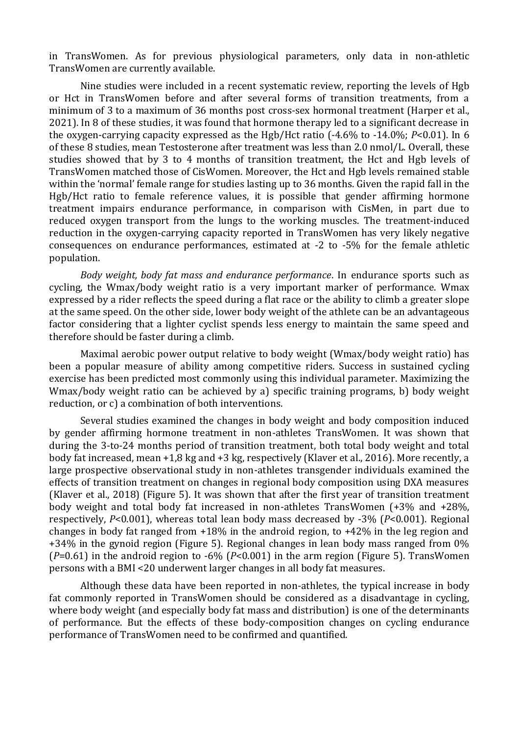in TransWomen. As for previous physiological parameters, only data in non-athletic TransWomen are currently available.

Nine studies were included in a recent systematic review, reporting the levels of Hgb or Hct in TransWomen before and after several forms of transition treatments, from a minimum of 3 to a maximum of 36 months post cross-sex hormonal treatment (Harper et al., 2021). In 8 of these studies, it was found that hormone therapy led to a significant decrease in the oxygen-carrying capacity expressed as the Hgb/Hct ratio (-4.6% to -14.0%; $P<0.01$). In 6 of these 8 studies, mean Testosterone after treatment was less than 2.0 nmol/L. Overall, these studies showed that by 3 to 4 months of transition treatment, the Hct and Hgb levels of TransWomen matched those of CisWomen. Moreover, the Hct and Hgb levels remained stable within the 'normal' female range for studies lasting up to 36 months. Given the rapid fall in the Hgb/Hct ratio to female reference values, it is possible that gender affirming hormone treatment impairs endurance performance, in comparison with CisMen, in part due to reduced oxygen transport from the lungs to the working muscles. The treatment-induced reduction in the oxygen-carrying capacity reported in TransWomen has very likely negative consequences on endurance performances, estimated at -2 to -5% for the female athletic population.

*Body weight, body fat mass and endurance performance*. In endurance sports such as cycling, the Wmax/body weight ratio is a very important marker of performance. Wmax expressed by a rider reflects the speed during a flat race or the ability to climb a greater slope at the same speed. On the other side, lower body weight of the athlete can be an advantageous factor considering that a lighter cyclist spends less energy to maintain the same speed and therefore should be faster during a climb.

Maximal aerobic power output relative to body weight (Wmax/body weight ratio) has been a popular measure of ability among competitive riders. Success in sustained cycling exercise has been predicted most commonly using this individual parameter. Maximizing the Wmax/body weight ratio can be achieved by a) specific training programs, b) body weight reduction, or c) a combination of both interventions.

Several studies examined the changes in body weight and body composition induced by gender affirming hormone treatment in non-athletes TransWomen. It was shown that during the 3-to-24 months period of transition treatment, both total body weight and total body fat increased, mean +1,8 kg and +3 kg, respectively (Klaver et al., 2016). More recently, a large prospective observational study in non-athletes transgender individuals examined the effects of transition treatment on changes in regional body composition using DXA measures (Klaver et al., 2018) (Figure 5). It was shown that after the first year of transition treatment body weight and total body fat increased in non-athletes TransWomen (+3% and +28%, respectively, $P<0.001$), whereas total lean body mass decreased by -3% ($P<0.001$). Regional changes in body fat ranged from +18% in the android region, to +42% in the leg region and +34% in the gynoid region (Figure 5). Regional changes in lean body mass ranged from 0% ($P=0.61$) in the android region to -6% ($P<0.001$) in the arm region (Figure 5). TransWomen persons with a BMI <20 underwent larger changes in all body fat measures.

Although these data have been reported in non-athletes, the typical increase in body fat commonly reported in TransWomen should be considered as a disadvantage in cycling, where body weight (and especially body fat mass and distribution) is one of the determinants of performance. But the effects of these body-composition changes on cycling endurance performance of TransWomen need to be confirmed and quantified.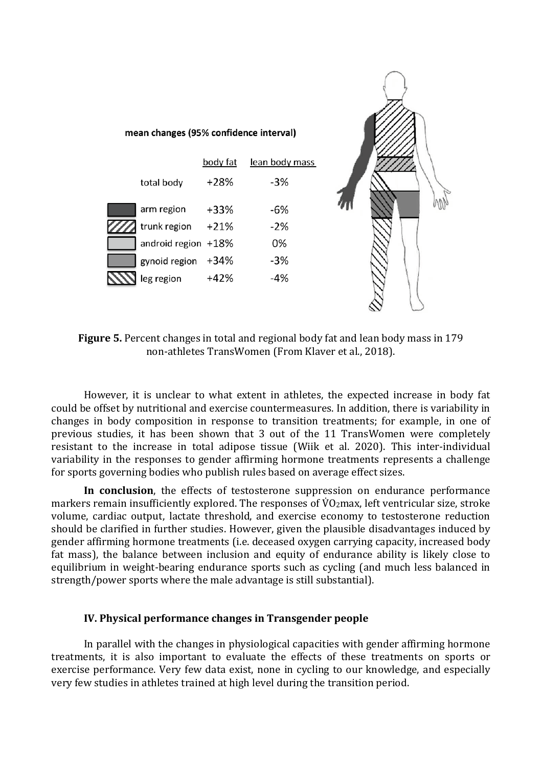mean changes (95% confidence interval)

| | body fat | lean body mass |
|---|---|---|
| total body | +28% | -3% |
| arm region | +33% | -6% |
| trunk region | +21% | -2% |
| android region | +18% | 0% |
| gynoid region | +34% | -3% |
| leg region | +42% | -4% |

**Figure 5.** Percent changes in total and regional body fat and lean body mass in 179 non-athletes TransWomen (From Klaver et al., 2018).

However, it is unclear to what extent in athletes, the expected increase in body fat could be offset by nutritional and exercise countermeasures. In addition, there is variability in changes in body composition in response to transition treatments; for example, in one of previous studies, it has been shown that 3 out of the 11 TransWomen were completely resistant to the increase in total adipose tissue (Wiik et al. 2020). This inter-individual variability in the responses to gender affirming hormone treatments represents a challenge for sports governing bodies who publish rules based on average effect sizes.

**In conclusion**, the effects of testosterone suppression on endurance performance markers remain insufficiently explored. The responses of $\dot{V}O_2$max, left ventricular size, stroke volume, cardiac output, lactate threshold, and exercise economy to testosterone reduction should be clarified in further studies. However, given the plausible disadvantages induced by gender affirming hormone treatments (i.e. deceased oxygen carrying capacity, increased body fat mass), the balance between inclusion and equity of endurance ability is likely close to equilibrium in weight-bearing endurance sports such as cycling (and much less balanced in strength/power sports where the male advantage is still substantial).

## IV. Physical performance changes in Transgender people

In parallel with the changes in physiological capacities with gender affirming hormone treatments, it is also important to evaluate the effects of these treatments on sports or exercise performance. Very few data exist, none in cycling to our knowledge, and especially very few studies in athletes trained at high level during the transition period.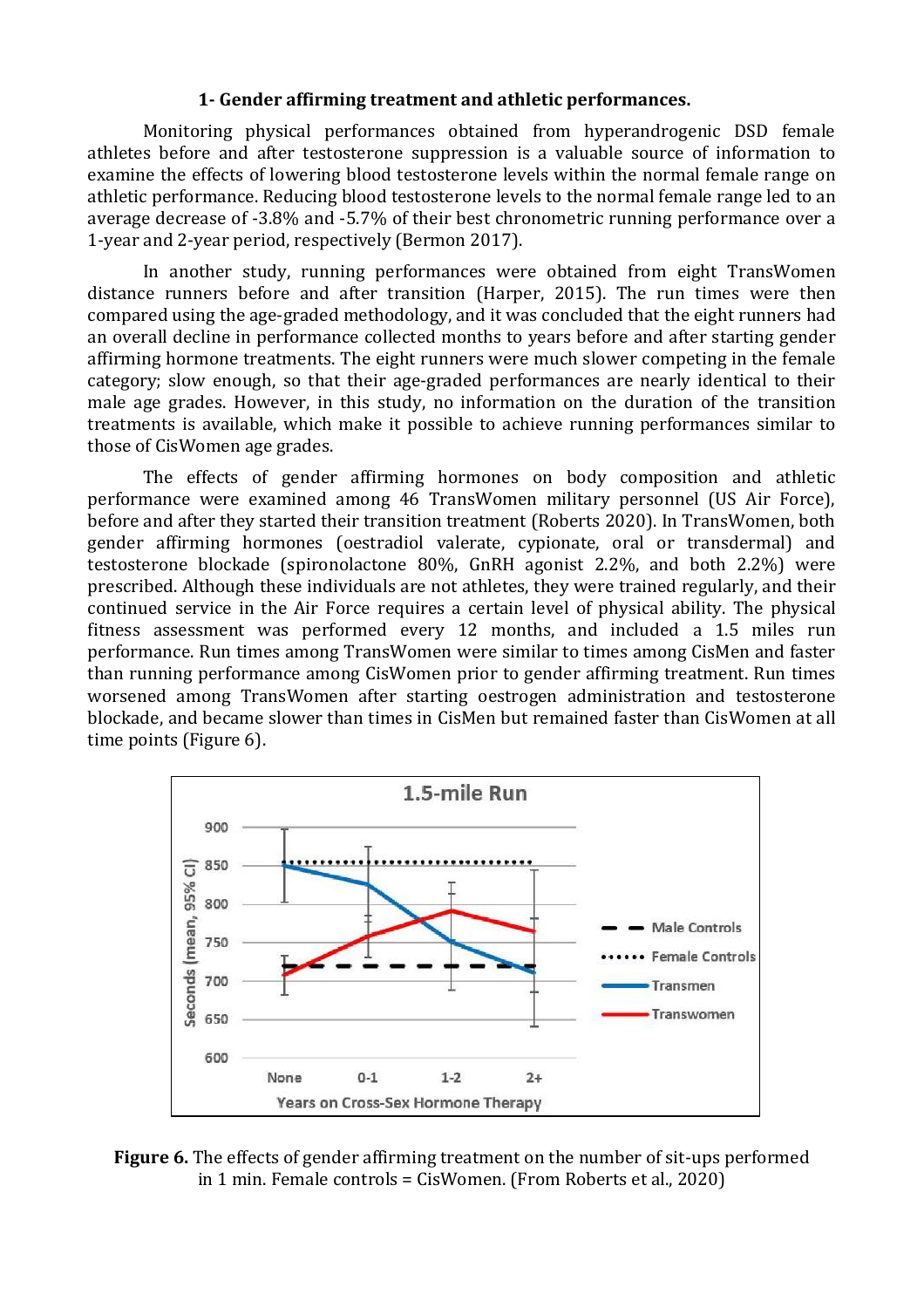### 1- Gender affirming treatment and athletic performances.

Monitoring physical performances obtained from hyperandrogenic DSD female athletes before and after testosterone suppression is a valuable source of information to examine the effects of lowering blood testosterone levels within the normal female range on athletic performance. Reducing blood testosterone levels to the normal female range led to an average decrease of -3.8% and -5.7% of their best chronometric running performance over a 1-year and 2-year period, respectively (Bermon 2017).

In another study, running performances were obtained from eight TransWomen distance runners before and after transition (Harper, 2015). The run times were then compared using the age-graded methodology, and it was concluded that the eight runners had an overall decline in performance collected months to years before and after starting gender affirming hormone treatments. The eight runners were much slower competing in the female category; slow enough, so that their age-graded performances are nearly identical to their male age grades. However, in this study, no information on the duration of the transition treatments is available, which make it possible to achieve running performances similar to those of CisWomen age grades.

The effects of gender affirming hormones on body composition and athletic performance were examined among 46 TransWomen military personnel (US Air Force), before and after they started their transition treatment (Roberts 2020). In TransWomen, both gender affirming hormones (oestradiol valerate, cypionate, oral or transdermal) and testosterone blockade (spironolactone 80%, GnRH agonist 2.2%, and both 2.2%) were prescribed. Although these individuals are not athletes, they were trained regularly, and their continued service in the Air Force requires a certain level of physical ability. The physical fitness assessment was performed every 12 months, and included a 1.5 miles run performance. Run times among TransWomen were similar to times among CisMen and faster than running performance among CisWomen prior to gender affirming treatment. Run times worsened among TransWomen after starting oestrogen administration and testosterone blockade, and became slower than times in CisMen but remained faster than CisWomen at all time points (Figure 6).

1.5-mile Run

Seconds (mean, 95% CI)

900
850
800
750
700
650
600

None
0-1
1-2
2+

Years on Cross-Sex Hormone Therapy

Male Controls
Female Controls
Transmen
Transwomen

**Figure 6.** The effects of gender affirming treatment on the number of sit-ups performed in 1 min. Female controls = CisWomen. (From Roberts et al., 2020)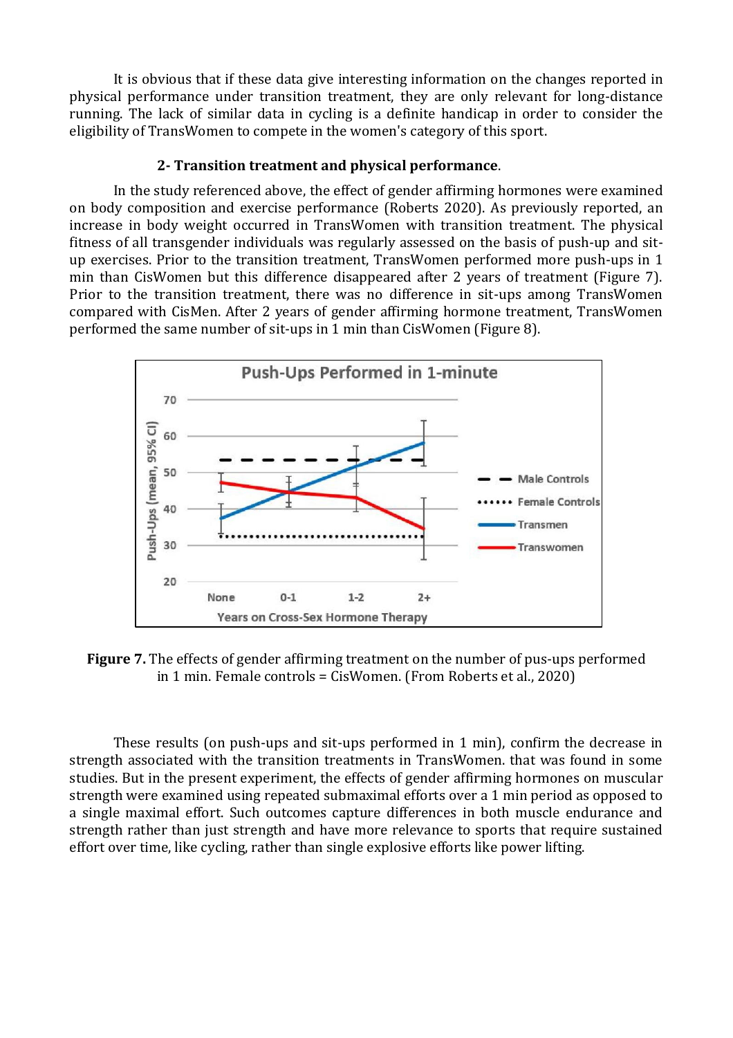It is obvious that if these data give interesting information on the changes reported in physical performance under transition treatment, they are only relevant for long-distance running. The lack of similar data in cycling is a definite handicap in order to consider the eligibility of TransWomen to compete in the women's category of this sport.

## 2- Transition treatment and physical performance.

In the study referenced above, the effect of gender affirming hormones were examined on body composition and exercise performance (Roberts 2020). As previously reported, an increase in body weight occurred in TransWomen with transition treatment. The physical fitness of all transgender individuals was regularly assessed on the basis of push-up and sit-up exercises. Prior to the transition treatment, TransWomen performed more push-ups in 1 min than CisWomen but this difference disappeared after 2 years of treatment (Figure 7). Prior to the transition treatment, there was no difference in sit-ups among TransWomen compared with CisMen. After 2 years of gender affirming hormone treatment, TransWomen performed the same number of sit-ups in 1 min than CisWomen (Figure 8).

Push-Ups Performed in 1-minute

Push-Ups (mean, 95% CI)

70
60
50
40
30
20

None
0-1
1-2
2+

Years on Cross-Sex Hormone Therapy

Male Controls
Female Controls
Transmen
Transwomen

**Figure 7.** The effects of gender affirming treatment on the number of pus-ups performed in 1 min. Female controls = CisWomen. (From Roberts et al., 2020)

These results (on push-ups and sit-ups performed in 1 min), confirm the decrease in strength associated with the transition treatments in TransWomen. that was found in some studies. But in the present experiment, the effects of gender affirming hormones on muscular strength were examined using repeated submaximal efforts over a 1 min period as opposed to a single maximal effort. Such outcomes capture differences in both muscle endurance and strength rather than just strength and have more relevance to sports that require sustained effort over time, like cycling, rather than single explosive efforts like power lifting.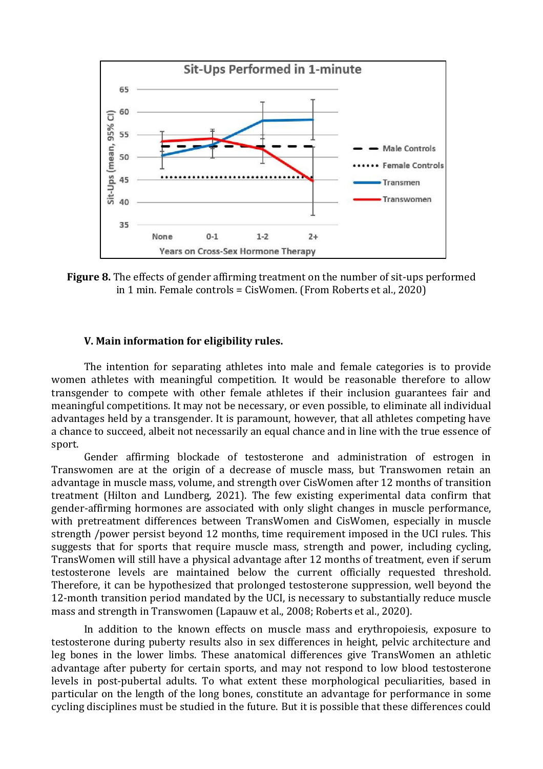Sit-Ups Performed in 1-minute

Sit-Ups (mean, 95% CI)

65
60
55
50
45
40
35

None
0-1
1-2
2+

Years on Cross-Sex Hormone Therapy

Male Controls
Female Controls
Transmen
Transwomen

**Figure 8.** The effects of gender affirming treatment on the number of sit-ups performed in 1 min. Female controls = CisWomen. (From Roberts et al., 2020)

### V. Main information for eligibility rules.

The intention for separating athletes into male and female categories is to provide women athletes with meaningful competition. It would be reasonable therefore to allow transgender to compete with other female athletes if their inclusion guarantees fair and meaningful competitions. It may not be necessary, or even possible, to eliminate all individual advantages held by a transgender. It is paramount, however, that all athletes competing have a chance to succeed, albeit not necessarily an equal chance and in line with the true essence of sport.

Gender affirming blockade of testosterone and administration of estrogen in Transwomen are at the origin of a decrease of muscle mass, but Transwomen retain an advantage in muscle mass, volume, and strength over CisWomen after 12 months of transition treatment (Hilton and Lundberg, 2021). The few existing experimental data confirm that gender-affirming hormones are associated with only slight changes in muscle performance, with pretreatment differences between TransWomen and CisWomen, especially in muscle strength /power persist beyond 12 months, time requirement imposed in the UCI rules. This suggests that for sports that require muscle mass, strength and power, including cycling, TransWomen will still have a physical advantage after 12 months of treatment, even if serum testosterone levels are maintained below the current officially requested threshold. Therefore, it can be hypothesized that prolonged testosterone suppression, well beyond the 12-month transition period mandated by the UCI, is necessary to substantially reduce muscle mass and strength in Transwomen (Lapauw et al., 2008; Roberts et al., 2020).

In addition to the known effects on muscle mass and erythropoiesis, exposure to testosterone during puberty results also in sex differences in height, pelvic architecture and leg bones in the lower limbs. These anatomical differences give TransWomen an athletic advantage after puberty for certain sports, and may not respond to low blood testosterone levels in post-pubertal adults. To what extent these morphological peculiarities, based in particular on the length of the long bones, constitute an advantage for performance in some cycling disciplines must be studied in the future. But it is possible that these differences could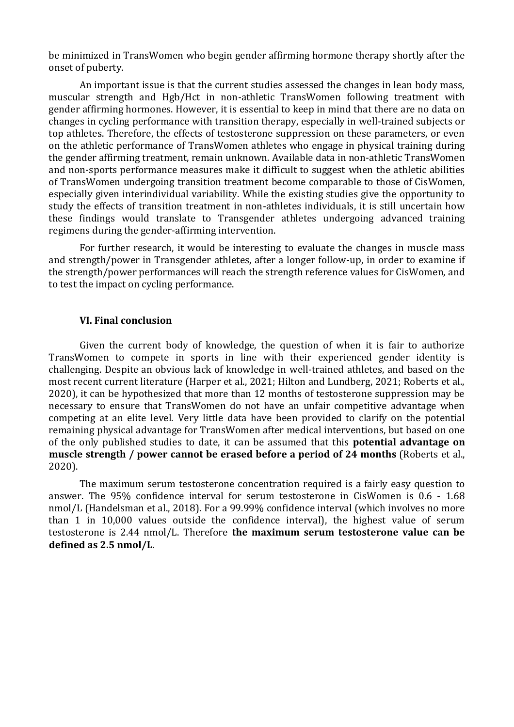be minimized in TransWomen who begin gender affirming hormone therapy shortly after the onset of puberty.

An important issue is that the current studies assessed the changes in lean body mass, muscular strength and Hgb/Hct in non-athletic TransWomen following treatment with gender affirming hormones. However, it is essential to keep in mind that there are no data on changes in cycling performance with transition therapy, especially in well-trained subjects or top athletes. Therefore, the effects of testosterone suppression on these parameters, or even on the athletic performance of TransWomen athletes who engage in physical training during the gender affirming treatment, remain unknown. Available data in non-athletic TransWomen and non-sports performance measures make it difficult to suggest when the athletic abilities of TransWomen undergoing transition treatment become comparable to those of CisWomen, especially given interindividual variability. While the existing studies give the opportunity to study the effects of transition treatment in non-athletes individuals, it is still uncertain how these findings would translate to Transgender athletes undergoing advanced training regimens during the gender-affirming intervention.

For further research, it would be interesting to evaluate the changes in muscle mass and strength/power in Transgender athletes, after a longer follow-up, in order to examine if the strength/power performances will reach the strength reference values for CisWomen, and to test the impact on cycling performance.

### VI. Final conclusion

Given the current body of knowledge, the question of when it is fair to authorize TransWomen to compete in sports in line with their experienced gender identity is challenging. Despite an obvious lack of knowledge in well-trained athletes, and based on the most recent current literature (Harper et al., 2021; Hilton and Lundberg, 2021; Roberts et al., 2020), it can be hypothesized that more than 12 months of testosterone suppression may be necessary to ensure that TransWomen do not have an unfair competitive advantage when competing at an elite level. Very little data have been provided to clarify on the potential remaining physical advantage for TransWomen after medical interventions, but based on one of the only published studies to date, it can be assumed that this **potential advantage on muscle strength / power cannot be erased before a period of 24 months** (Roberts et al., 2020).

The maximum serum testosterone concentration required is a fairly easy question to answer. The 95% confidence interval for serum testosterone in CisWomen is 0.6 - 1.68 nmol/L (Handelsman et al., 2018). For a 99.99% confidence interval (which involves no more than 1 in 10,000 values outside the confidence interval), the highest value of serum testosterone is 2.44 nmol/L. Therefore **the maximum serum testosterone value can be defined as 2.5 nmol/L**.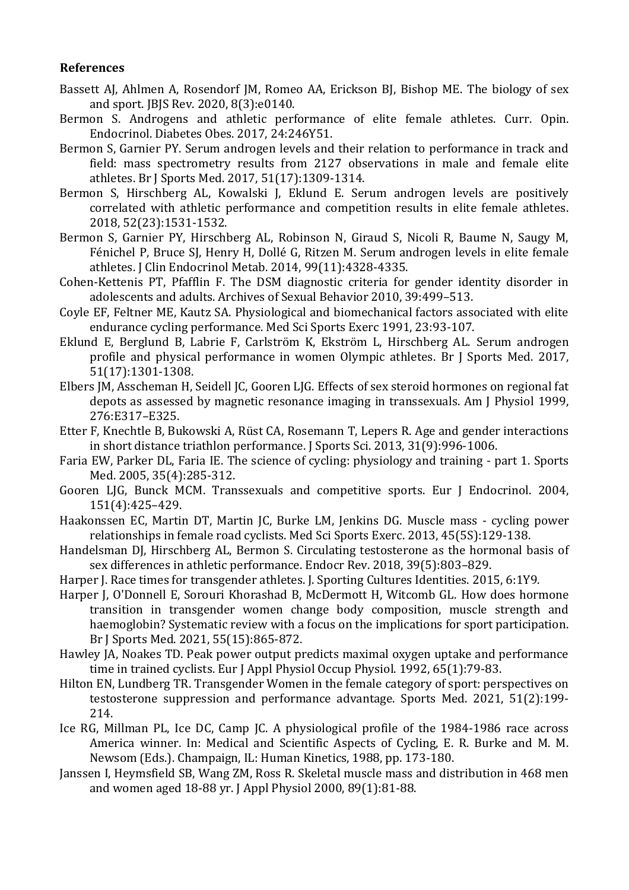**References**

Bassett AJ, Ahlmen A, Rosendorf JM, Romeo AA, Erickson BJ, Bishop ME. The biology of sex and sport. JBJS Rev. 2020, 8(3):e0140.

Bermon S. Androgens and athletic performance of elite female athletes. Curr. Opin. Endocrinol. Diabetes Obes. 2017, 24:246Y51.

Bermon S, Garnier PY. Serum androgen levels and their relation to performance in track and field: mass spectrometry results from 2127 observations in male and female elite athletes. Br J Sports Med. 2017, 51(17):1309-1314.

Bermon S, Hirschberg AL, Kowalski J, Eklund E. Serum androgen levels are positively correlated with athletic performance and competition results in elite female athletes. 2018, 52(23):1531-1532.

Bermon S, Garnier PY, Hirschberg AL, Robinson N, Giraud S, Nicoli R, Baume N, Saugy M, Fénichel P, Bruce SJ, Henry H, Dollé G, Ritzen M. Serum androgen levels in elite female athletes. J Clin Endocrinol Metab. 2014, 99(11):4328-4335.

Cohen-Kettenis PT, Pfafflin F. The DSM diagnostic criteria for gender identity disorder in adolescents and adults. Archives of Sexual Behavior 2010, 39:499–513.

Coyle EF, Feltner ME, Kautz SA. Physiological and biomechanical factors associated with elite endurance cycling performance. Med Sci Sports Exerc 1991, 23:93-107.

Eklund E, Berglund B, Labrie F, Carlström K, Ekström L, Hirschberg AL. Serum androgen profile and physical performance in women Olympic athletes. Br J Sports Med. 2017, 51(17):1301-1308.

Elbers JM, Asscheman H, Seidell JC, Gooren LJG. Effects of sex steroid hormones on regional fat depots as assessed by magnetic resonance imaging in transsexuals. Am J Physiol 1999, 276:E317–E325.

Etter F, Knechtle B, Bukowski A, Rüst CA, Rosemann T, Lepers R. Age and gender interactions in short distance triathlon performance. J Sports Sci. 2013, 31(9):996-1006.

Faria EW, Parker DL, Faria IE. The science of cycling: physiology and training - part 1. Sports Med. 2005, 35(4):285-312.

Gooren LJG, Bunck MCM. Transsexuals and competitive sports. Eur J Endocrinol. 2004, 151(4):425–429.

Haakonssen EC, Martin DT, Martin JC, Burke LM, Jenkins DG. Muscle mass - cycling power relationships in female road cyclists. Med Sci Sports Exerc. 2013, 45(5S):129-138.

Handelsman DJ, Hirschberg AL, Bermon S. Circulating testosterone as the hormonal basis of sex differences in athletic performance. Endocr Rev. 2018, 39(5):803–829.

Harper J. Race times for transgender athletes. J. Sporting Cultures Identities. 2015, 6:1Y9.

Harper J, O'Donnell E, Sorouri Khorashad B, McDermott H, Witcomb GL. How does hormone transition in transgender women change body composition, muscle strength and haemoglobin? Systematic review with a focus on the implications for sport participation. Br J Sports Med. 2021, 55(15):865-872.

Hawley JA, Noakes TD. Peak power output predicts maximal oxygen uptake and performance time in trained cyclists. Eur J Appl Physiol Occup Physiol. 1992, 65(1):79-83.

Hilton EN, Lundberg TR. Transgender Women in the female category of sport: perspectives on testosterone suppression and performance advantage. Sports Med. 2021, 51(2):199-214.

Ice RG, Millman PL, Ice DC, Camp JC. A physiological profile of the 1984-1986 race across America winner. In: Medical and Scientific Aspects of Cycling, E. R. Burke and M. M. Newsom (Eds.). Champaign, IL: Human Kinetics, 1988, pp. 173-180.

Janssen I, Heymsfield SB, Wang ZM, Ross R. Skeletal muscle mass and distribution in 468 men and women aged 18-88 yr. J Appl Physiol 2000, 89(1):81-88.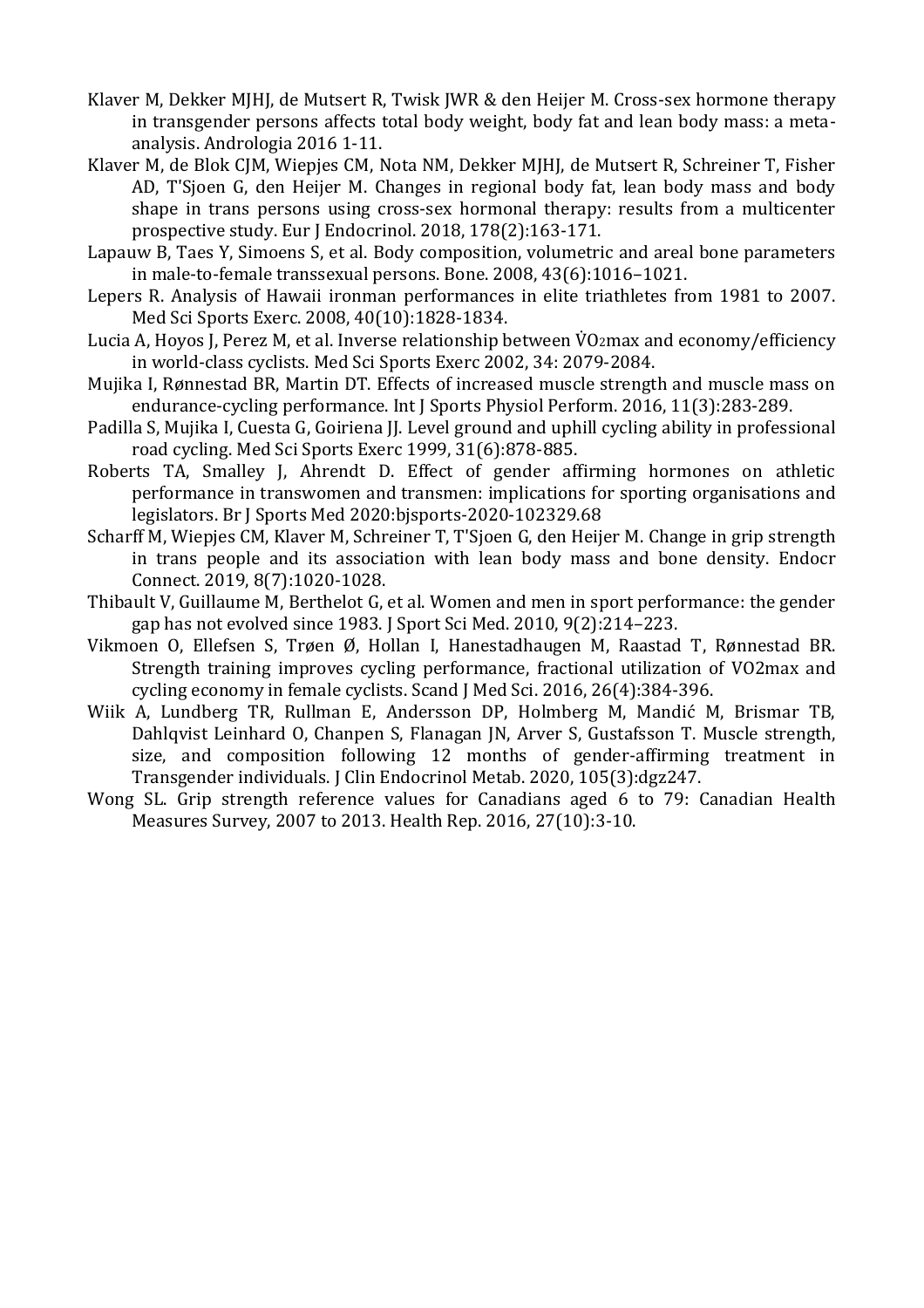Klaver M, Dekker MJHJ, de Mutsert R, Twisk JWR & den Heijer M. Cross-sex hormone therapy in transgender persons affects total body weight, body fat and lean body mass: a meta-analysis. Andrologia 2016 1-11.

Klaver M, de Blok CJM, Wiepjes CM, Nota NM, Dekker MJHJ, de Mutsert R, Schreiner T, Fisher AD, T'Sjoen G, den Heijer M. Changes in regional body fat, lean body mass and body shape in trans persons using cross-sex hormonal therapy: results from a multicenter prospective study. Eur J Endocrinol. 2018, 178(2):163-171.

Lapauw B, Taes Y, Simoens S, et al. Body composition, volumetric and areal bone parameters in male-to-female transsexual persons. Bone. 2008, 43(6):1016–1021.

Lepers R. Analysis of Hawaii ironman performances in elite triathletes from 1981 to 2007. Med Sci Sports Exerc. 2008, 40(10):1828-1834.

Lucia A, Hoyos J, Perez M, et al. Inverse relationship between $\dot{V}O_2$max and economy/efficiency in world-class cyclists. Med Sci Sports Exerc 2002, 34: 2079-2084.

Mujika I, Rønnestad BR, Martin DT. Effects of increased muscle strength and muscle mass on endurance-cycling performance. Int J Sports Physiol Perform. 2016, 11(3):283-289.

Padilla S, Mujika I, Cuesta G, Goiriena JJ. Level ground and uphill cycling ability in professional road cycling. Med Sci Sports Exerc 1999, 31(6):878-885.

Roberts TA, Smalley J, Ahrendt D. Effect of gender affirming hormones on athletic performance in transwomen and transmen: implications for sporting organisations and legislators. Br J Sports Med 2020:bjsports-2020-102329.68

Scharff M, Wiepjes CM, Klaver M, Schreiner T, T'Sjoen G, den Heijer M. Change in grip strength in trans people and its association with lean body mass and bone density. Endocr Connect. 2019, 8(7):1020-1028.

Thibault V, Guillaume M, Berthelot G, et al. Women and men in sport performance: the gender gap has not evolved since 1983. J Sport Sci Med. 2010, 9(2):214–223.

Vikmoen O, Ellefsen S, Trøen Ø, Hollan I, Hanestadhaugen M, Raastad T, Rønnestad BR. Strength training improves cycling performance, fractional utilization of VO2max and cycling economy in female cyclists. Scand J Med Sci. 2016, 26(4):384-396.

Wiik A, Lundberg TR, Rullman E, Andersson DP, Holmberg M, Mandić M, Brismar TB, Dahlqvist Leinhard O, Chanpen S, Flanagan JN, Arver S, Gustafsson T. Muscle strength, size, and composition following 12 months of gender-affirming treatment in Transgender individuals. J Clin Endocrinol Metab. 2020, 105(3):dgz247.

Wong SL. Grip strength reference values for Canadians aged 6 to 79: Canadian Health Measures Survey, 2007 to 2013. Health Rep. 2016, 27(10):3-10.